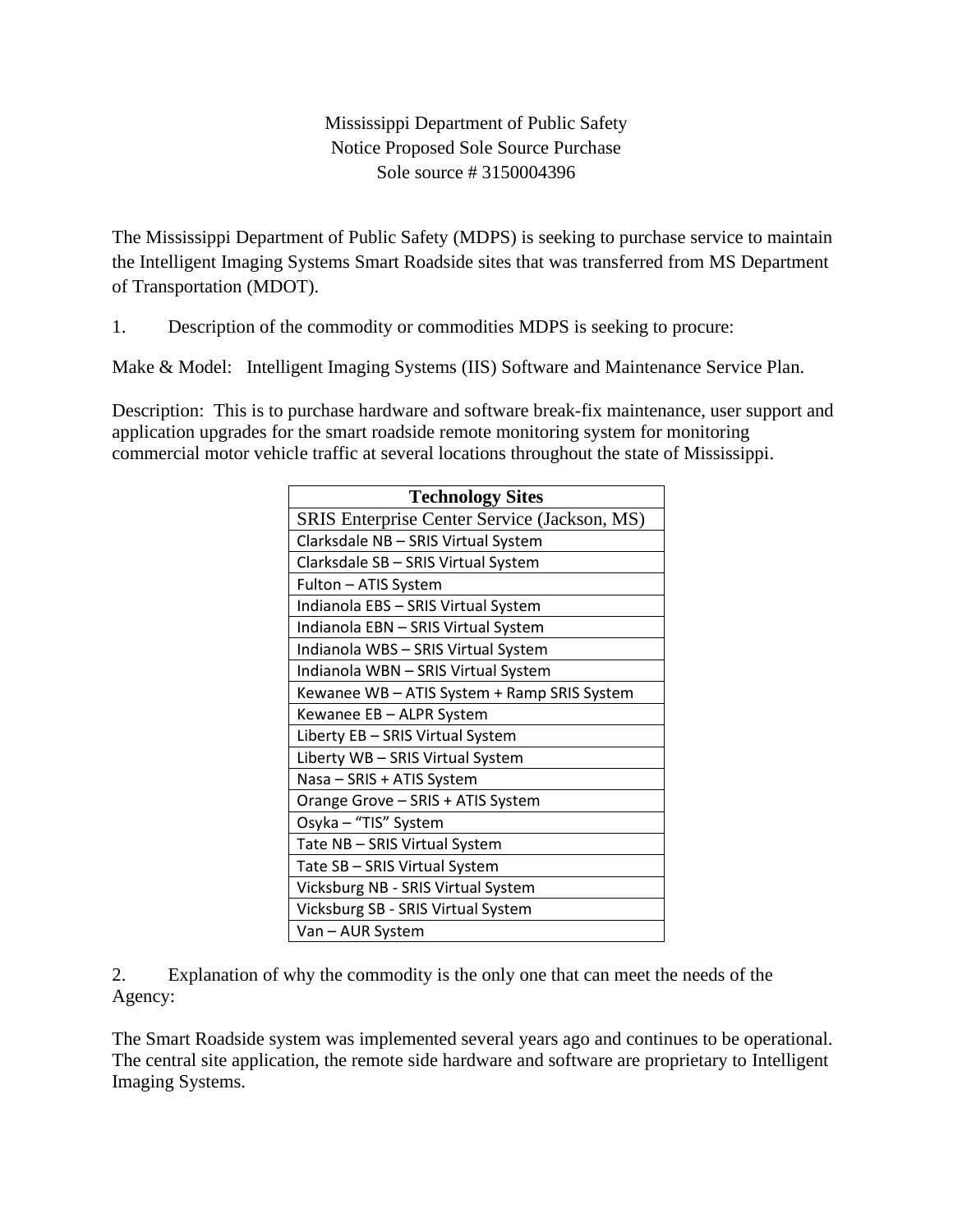Mississippi Department of Public Safety
Notice Proposed Sole Source Purchase
Sole source # 3150004396

The Mississippi Department of Public Safety (MDPS) is seeking to purchase service to maintain the Intelligent Imaging Systems Smart Roadside sites that was transferred from MS Department of Transportation (MDOT).

1. Description of the commodity or commodities MDPS is seeking to procure:

Make & Model: Intelligent Imaging Systems (IIS) Software and Maintenance Service Plan.

Description: This is to purchase hardware and software break-fix maintenance, user support and application upgrades for the smart roadside remote monitoring system for monitoring commercial motor vehicle traffic at several locations throughout the state of Mississippi.

| **Technology Sites** |
|---|
| SRIS Enterprise Center Service (Jackson, MS) |
| Clarksdale NB – SRIS Virtual System |
| Clarksdale SB – SRIS Virtual System |
| Fulton – ATIS System |
| Indianola EBS – SRIS Virtual System |
| Indianola EBN – SRIS Virtual System |
| Indianola WBS – SRIS Virtual System |
| Indianola WBN – SRIS Virtual System |
| Kewanee WB – ATIS System + Ramp SRIS System |
| Kewanee EB – ALPR System |
| Liberty EB – SRIS Virtual System |
| Liberty WB – SRIS Virtual System |
| Nasa – SRIS + ATIS System |
| Orange Grove – SRIS + ATIS System |
| Osyka – "TIS" System |
| Tate NB – SRIS Virtual System |
| Tate SB – SRIS Virtual System |
| Vicksburg NB - SRIS Virtual System |
| Vicksburg SB - SRIS Virtual System |
| Van – AUR System |

2. Explanation of why the commodity is the only one that can meet the needs of the Agency:

The Smart Roadside system was implemented several years ago and continues to be operational. The central site application, the remote side hardware and software are proprietary to Intelligent Imaging Systems.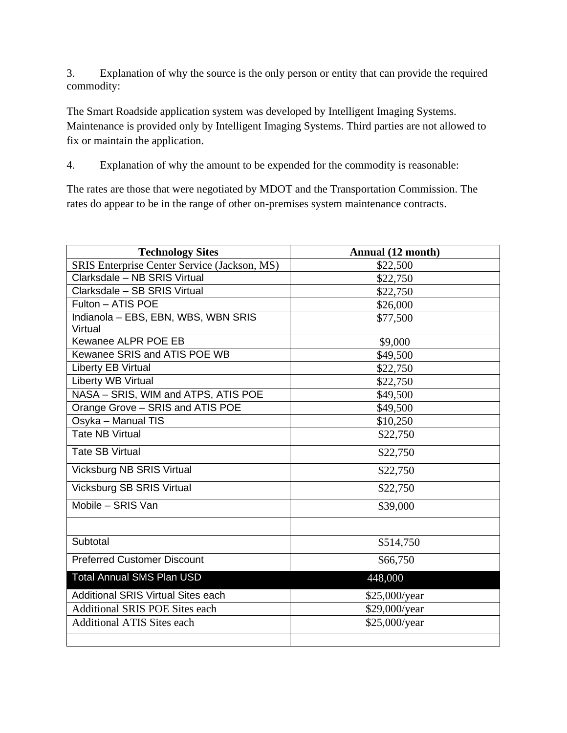3. Explanation of why the source is the only person or entity that can provide the required commodity:

The Smart Roadside application system was developed by Intelligent Imaging Systems. Maintenance is provided only by Intelligent Imaging Systems. Third parties are not allowed to fix or maintain the application.

4. Explanation of why the amount to be expended for the commodity is reasonable:

The rates are those that were negotiated by MDOT and the Transportation Commission. The rates do appear to be in the range of other on-premises system maintenance contracts.

| **Technology Sites** | **Annual (12 month)** |
|---|---|
| SRIS Enterprise Center Service (Jackson, MS) | $22,500 |
| Clarksdale – NB SRIS Virtual | $22,750 |
| Clarksdale – SB SRIS Virtual | $22,750 |
| Fulton – ATIS POE | $26,000 |
| Indianola – EBS, EBN, WBS, WBN SRIS Virtual | $77,500 |
| Kewanee ALPR POE EB | $9,000 |
| Kewanee SRIS and ATIS POE WB | $49,500 |
| Liberty EB Virtual | $22,750 |
| Liberty WB Virtual | $22,750 |
| NASA – SRIS, WIM and ATPS, ATIS POE | $49,500 |
| Orange Grove – SRIS and ATIS POE | $49,500 |
| Osyka – Manual TIS | $10,250 |
| Tate NB Virtual | $22,750 |
| Tate SB Virtual | $22,750 |
| Vicksburg NB SRIS Virtual | $22,750 |
| Vicksburg SB SRIS Virtual | $22,750 |
| Mobile – SRIS Van | $39,000 |
| | |
| Subtotal | $514,750 |
| Preferred Customer Discount | $66,750 |
| Total Annual SMS Plan USD | 448,000 |
| Additional SRIS Virtual Sites each | $25,000/year |
| Additional SRIS POE Sites each | $29,000/year |
| Additional ATIS Sites each | $25,000/year |
| | |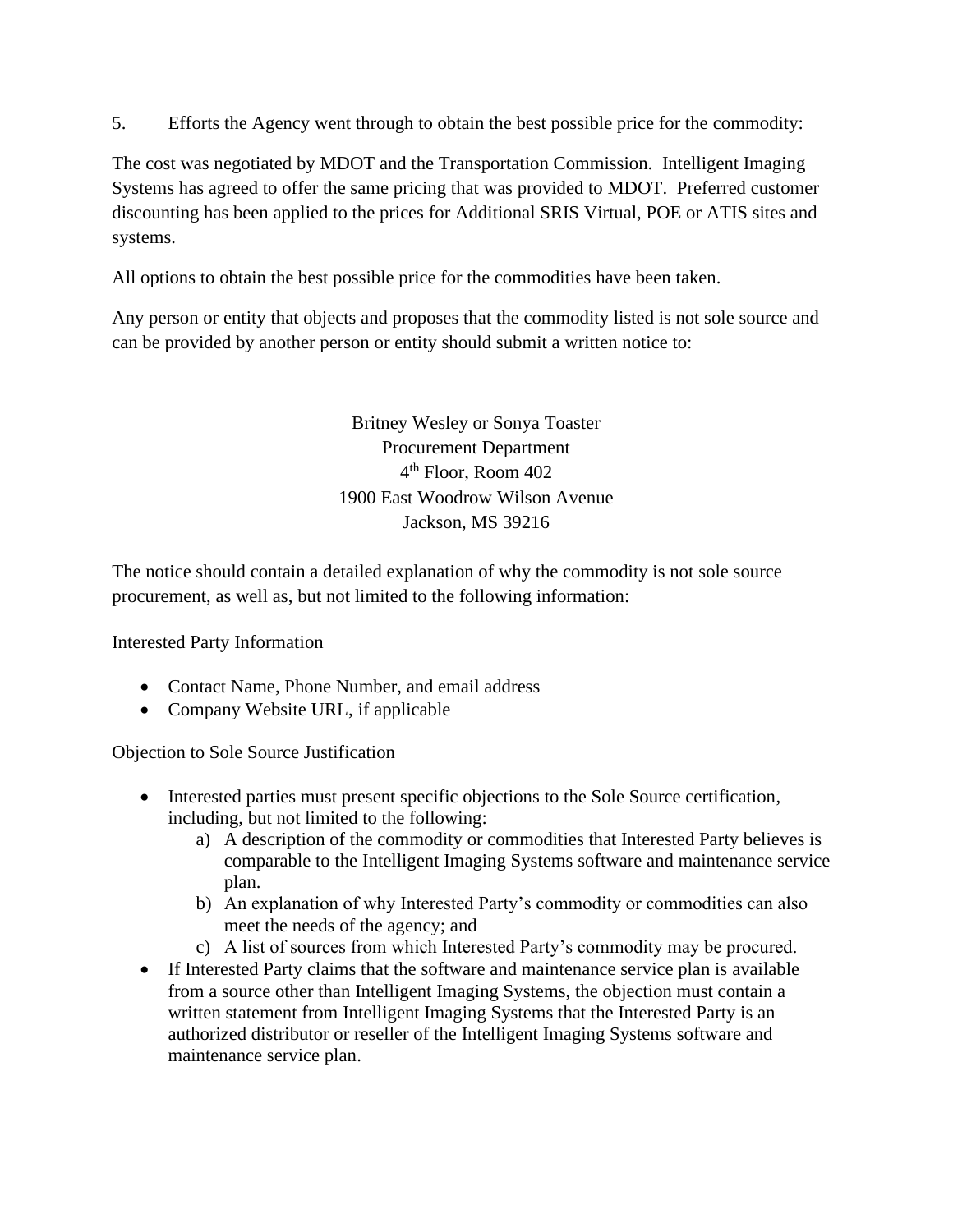5. Efforts the Agency went through to obtain the best possible price for the commodity:

The cost was negotiated by MDOT and the Transportation Commission. Intelligent Imaging Systems has agreed to offer the same pricing that was provided to MDOT. Preferred customer discounting has been applied to the prices for Additional SRIS Virtual, POE or ATIS sites and systems.

All options to obtain the best possible price for the commodities have been taken.

Any person or entity that objects and proposes that the commodity listed is not sole source and can be provided by another person or entity should submit a written notice to:

Britney Wesley or Sonya Toaster
Procurement Department
4th Floor, Room 402
1900 East Woodrow Wilson Avenue
Jackson, MS 39216

The notice should contain a detailed explanation of why the commodity is not sole source procurement, as well as, but not limited to the following information:

Interested Party Information

- Contact Name, Phone Number, and email address
- Company Website URL, if applicable

Objection to Sole Source Justification

- Interested parties must present specific objections to the Sole Source certification, including, but not limited to the following:
  a) A description of the commodity or commodities that Interested Party believes is comparable to the Intelligent Imaging Systems software and maintenance service plan.
  b) An explanation of why Interested Party's commodity or commodities can also meet the needs of the agency; and
  c) A list of sources from which Interested Party's commodity may be procured.
- If Interested Party claims that the software and maintenance service plan is available from a source other than Intelligent Imaging Systems, the objection must contain a written statement from Intelligent Imaging Systems that the Interested Party is an authorized distributor or reseller of the Intelligent Imaging Systems software and maintenance service plan.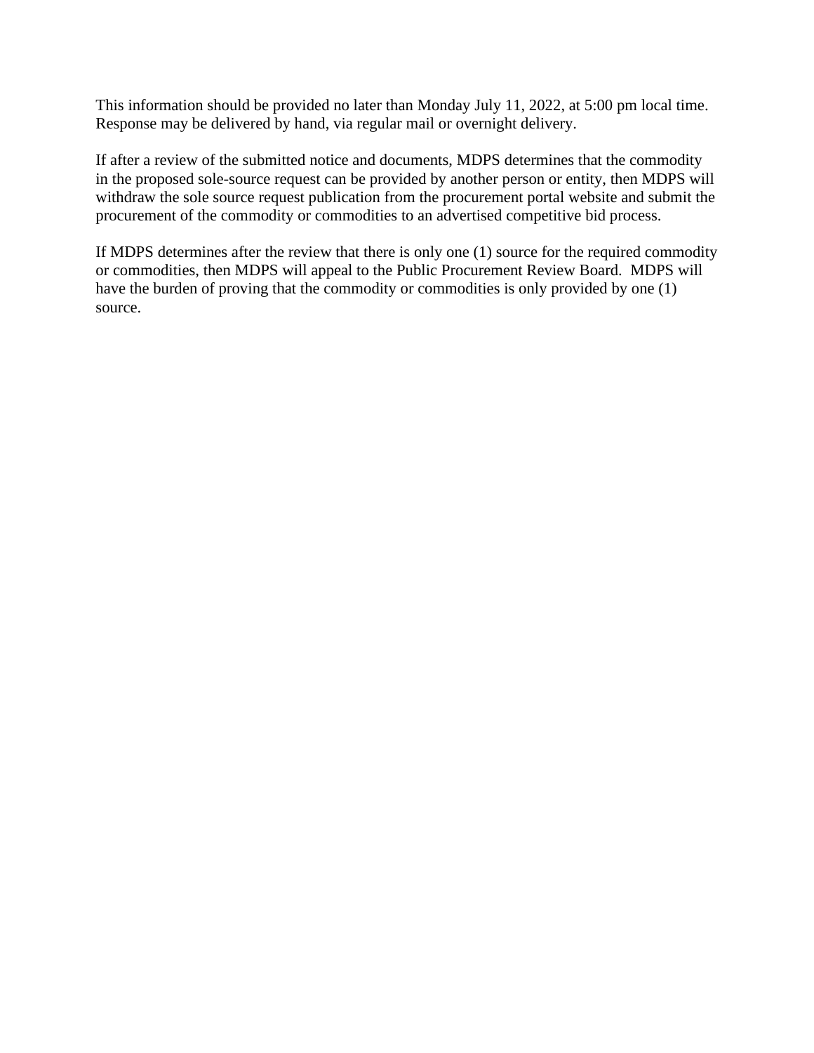This information should be provided no later than Monday July 11, 2022, at 5:00 pm local time. Response may be delivered by hand, via regular mail or overnight delivery.

If after a review of the submitted notice and documents, MDPS determines that the commodity in the proposed sole-source request can be provided by another person or entity, then MDPS will withdraw the sole source request publication from the procurement portal website and submit the procurement of the commodity or commodities to an advertised competitive bid process.

If MDPS determines after the review that there is only one (1) source for the required commodity or commodities, then MDPS will appeal to the Public Procurement Review Board. MDPS will have the burden of proving that the commodity or commodities is only provided by one (1) source.